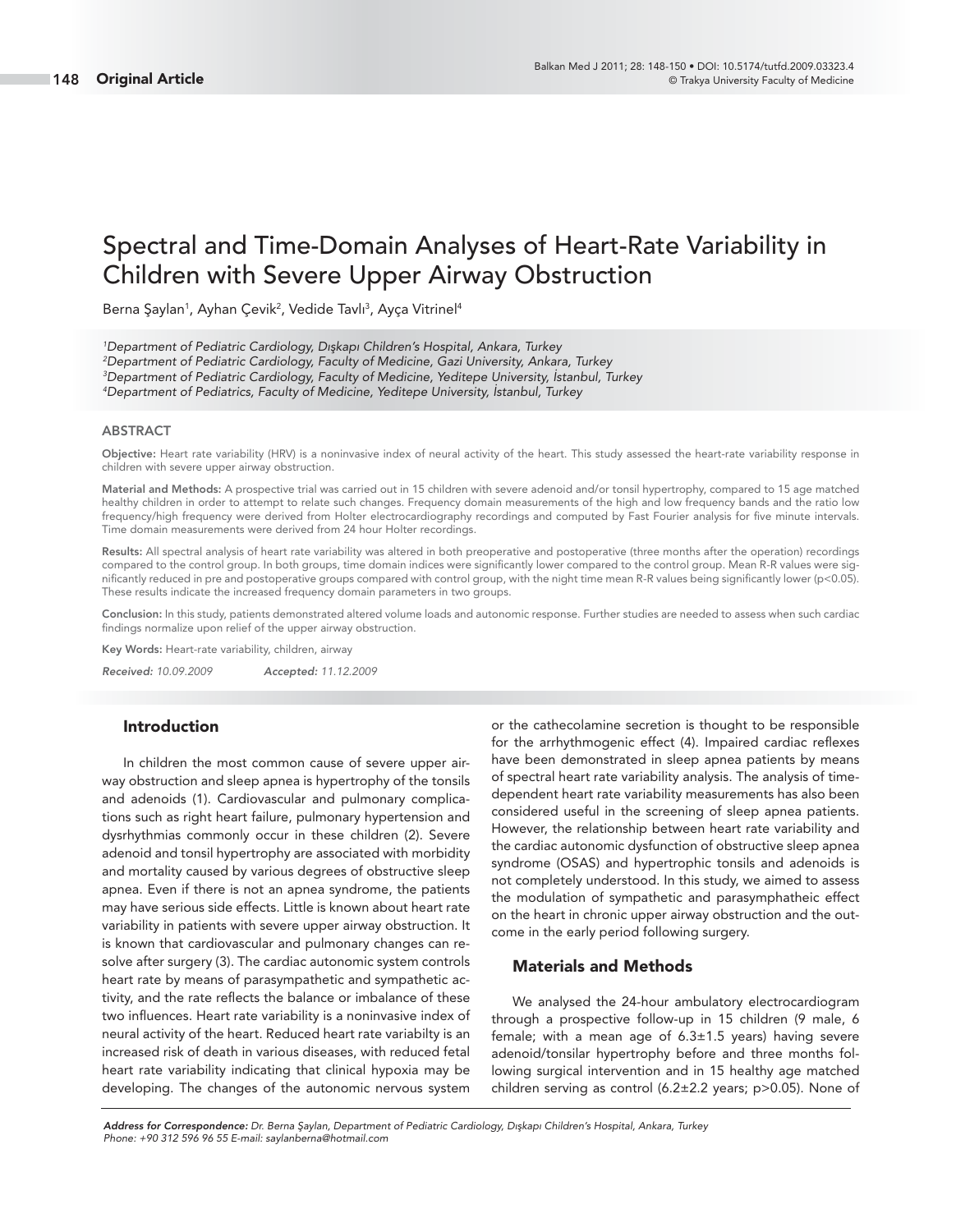Original Article

# Spectral and Time-Domain Analyses of Heart-Rate Variability in Children with Severe Upper Airway Obstruction

Berna Şaylan[1], Ayhan Çevik[2], Vedide Tavlı[3], Ayça Vitrinel[4]

*[1]Department of Pediatric Cardiology, Dışkapı Children's Hospital, Ankara, Turkey*
*[2]Department of Pediatric Cardiology, Faculty of Medicine, Gazi University, Ankara, Turkey*
*[3]Department of Pediatric Cardiology, Faculty of Medicine, Yeditepe University, İstanbul, Turkey*
*[4]Department of Pediatrics, Faculty of Medicine, Yeditepe University, İstanbul, Turkey*

## ABSTRACT

**Objective:** Heart rate variability (HRV) is a noninvasive index of neural activity of the heart. This study assessed the heart-rate variability response in children with severe upper airway obstruction.

**Material and Methods:** A prospective trial was carried out in 15 children with severe adenoid and/or tonsil hypertrophy, compared to 15 age matched healthy children in order to attempt to relate such changes. Frequency domain measurements of the high and low frequency bands and the ratio low frequency/high frequency were derived from Holter electrocardiography recordings and computed by Fast Fourier analysis for five minute intervals. Time domain measurements were derived from 24 hour Holter recordings.

**Results:** All spectral analysis of heart rate variability was altered in both preoperative and postoperative (three months after the operation) recordings compared to the control group. In both groups, time domain indices were significantly lower compared to the control group. Mean R-R values were significantly reduced in pre and postoperative groups compared with control group, with the night time mean R-R values being significantly lower ($p<0.05$). These results indicate the increased frequency domain parameters in two groups.

**Conclusion:** In this study, patients demonstrated altered volume loads and autonomic response. Further studies are needed to assess when such cardiac findings normalize upon relief of the upper airway obstruction.

**Key Words:** Heart-rate variability, children, airway

*Received: 10.09.2009* *Accepted: 11.12.2009*

## Introduction

In children the most common cause of severe upper airway obstruction and sleep apnea is hypertrophy of the tonsils and adenoids (1). Cardiovascular and pulmonary complications such as right heart failure, pulmonary hypertension and dysrhythmias commonly occur in these children (2). Severe adenoid and tonsil hypertrophy are associated with morbidity and mortality caused by various degrees of obstructive sleep apnea. Even if there is not an apnea syndrome, the patients may have serious side effects. Little is known about heart rate variability in patients with severe upper airway obstruction. It is known that cardiovascular and pulmonary changes can resolve after surgery (3). The cardiac autonomic system controls heart rate by means of parasympathetic and sympathetic activity, and the rate reflects the balance or imbalance of these two influences. Heart rate variability is a noninvasive index of neural activity of the heart. Reduced heart rate variabilty is an increased risk of death in various diseases, with reduced fetal heart rate variability indicating that clinical hypoxia may be developing. The changes of the autonomic nervous system or the cathecolamine secretion is thought to be responsible for the arrhythmogenic effect (4). Impaired cardiac reflexes have been demonstrated in sleep apnea patients by means of spectral heart rate variability analysis. The analysis of time-dependent heart rate variability measurements has also been considered useful in the screening of sleep apnea patients. However, the relationship between heart rate variability and the cardiac autonomic dysfunction of obstructive sleep apnea syndrome (OSAS) and hypertrophic tonsils and adenoids is not completely understood. In this study, we aimed to assess the modulation of sympathetic and parasymphatheic effect on the heart in chronic upper airway obstruction and the outcome in the early period following surgery.

## Materials and Methods

We analysed the 24-hour ambulatory electrocardiogram through a prospective follow-up in 15 children (9 male, 6 female; with a mean age of 6.3±1.5 years) having severe adenoid/tonsilar hypertrophy before and three months following surgical intervention and in 15 healthy age matched children serving as control (6.2±2.2 years; $p>0.05$). None of

*Address for Correspondence: Dr. Berna Şaylan, Department of Pediatric Cardiology, Dışkapı Children's Hospital, Ankara, Turkey Phone: +90 312 596 96 55 E-mail: saylanberna@hotmail.com*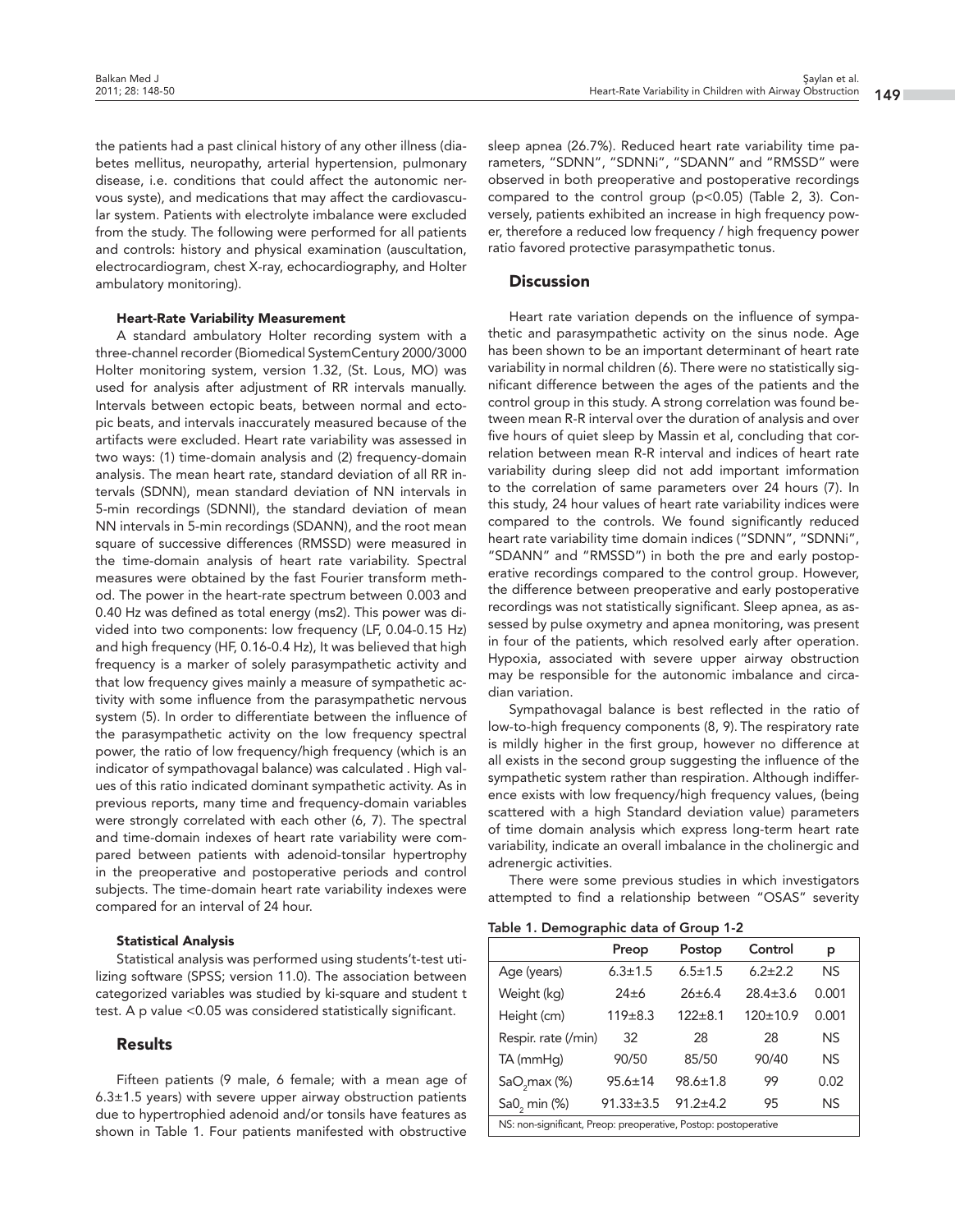the patients had a past clinical history of any other illness (diabetes mellitus, neuropathy, arterial hypertension, pulmonary disease, i.e. conditions that could affect the autonomic nervous syste), and medications that may affect the cardiovascular system. Patients with electrolyte imbalance were excluded from the study. The following were performed for all patients and controls: history and physical examination (auscultation, electrocardiogram, chest X-ray, echocardiography, and Holter ambulatory monitoring).

#### Heart-Rate Variability Measurement

A standard ambulatory Holter recording system with a three-channel recorder (Biomedical SystemCentury 2000/3000 Holter monitoring system, version 1.32, (St. Lous, MO) was used for analysis after adjustment of RR intervals manually. Intervals between ectopic beats, between normal and ectopic beats, and intervals inaccurately measured because of the artifacts were excluded. Heart rate variability was assessed in two ways: (1) time-domain analysis and (2) frequency-domain analysis. The mean heart rate, standard deviation of all RR intervals (SDNN), mean standard deviation of NN intervals in 5-min recordings (SDNNI), the standard deviation of mean NN intervals in 5-min recordings (SDANN), and the root mean square of successive differences (RMSSD) were measured in the time-domain analysis of heart rate variability. Spectral measures were obtained by the fast Fourier transform method. The power in the heart-rate spectrum between 0.003 and 0.40 Hz was defined as total energy (ms2). This power was divided into two components: low frequency (LF, 0.04-0.15 Hz) and high frequency (HF, 0.16-0.4 Hz), It was believed that high frequency is a marker of solely parasympathetic activity and that low frequency gives mainly a measure of sympathetic activity with some influence from the parasympathetic nervous system (5). In order to differentiate between the influence of the parasympathetic activity on the low frequency spectral power, the ratio of low frequency/high frequency (which is an indicator of sympathovagal balance) was calculated . High values of this ratio indicated dominant sympathetic activity. As in previous reports, many time and frequency-domain variables were strongly correlated with each other (6, 7). The spectral and time-domain indexes of heart rate variability were compared between patients with adenoid-tonsilar hypertrophy in the preoperative and postoperative periods and control subjects. The time-domain heart rate variability indexes were compared for an interval of 24 hour.

#### Statistical Analysis

Statistical analysis was performed using students't-test utilizing software (SPSS; version 11.0). The association between categorized variables was studied by ki-square and student t test. A p value <0.05 was considered statistically significant.

## Results

Fifteen patients (9 male, 6 female; with a mean age of 6.3±1.5 years) with severe upper airway obstruction patients due to hypertrophied adenoid and/or tonsils have features as shown in Table 1. Four patients manifested with obstructive sleep apnea (26.7%). Reduced heart rate variability time parameters, "SDNN", "SDNNi", "SDANN" and "RMSSD" were observed in both preoperative and postoperative recordings compared to the control group (p<0.05) (Table 2, 3). Conversely, patients exhibited an increase in high frequency power, therefore a reduced low frequency / high frequency power ratio favored protective parasympathetic tonus.

## Discussion

Heart rate variation depends on the influence of sympathetic and parasympathetic activity on the sinus node. Age has been shown to be an important determinant of heart rate variability in normal children (6). There were no statistically significant difference between the ages of the patients and the control group in this study. A strong correlation was found between mean R-R interval over the duration of analysis and over five hours of quiet sleep by Massin et al, concluding that correlation between mean R-R interval and indices of heart rate variability during sleep did not add important imformation to the correlation of same parameters over 24 hours (7). In this study, 24 hour values of heart rate variability indices were compared to the controls. We found significantly reduced heart rate variability time domain indices ("SDNN", "SDNNi", "SDANN" and "RMSSD") in both the pre and early postoperative recordings compared to the control group. However, the difference between preoperative and early postoperative recordings was not statistically significant. Sleep apnea, as assessed by pulse oxymetry and apnea monitoring, was present in four of the patients, which resolved early after operation. Hypoxia, associated with severe upper airway obstruction may be responsible for the autonomic imbalance and circadian variation.

Sympathovagal balance is best reflected in the ratio of low-to-high frequency components (8, 9). The respiratory rate is mildly higher in the first group, however no difference at all exists in the second group suggesting the influence of the sympathetic system rather than respiration. Although indifference exists with low frequency/high frequency values, (being scattered with a high Standard deviation value) parameters of time domain analysis which express long-term heart rate variability, indicate an overall imbalance in the cholinergic and adrenergic activities.

There were some previous studies in which investigators attempted to find a relationship between "OSAS" severity

**Table 1. Demographic data of Group 1-2**

| | Preop | Postop | Control | p |
|---|---|---|---|---|
| Age (years) | 6.3±1.5 | 6.5±1.5 | 6.2±2.2 | NS |
| Weight (kg) | 24±6 | 26±6.4 | 28.4±3.6 | 0.001 |
| Height (cm) | 119±8.3 | 122±8.1 | 120±10.9 | 0.001 |
| Respir. rate (/min) | 32 | 28 | 28 | NS |
| TA (mmHg) | 90/50 | 85/50 | 90/40 | NS |
| $SaO_2$max (%) | 95.6±14 | 98.6±1.8 | 99 | 0.02 |
| $Sa0_2$ min (%) | 91.33±3.5 | 91.2±4.2 | 95 | NS |

NS: non-significant, Preop: preoperative, Postop: postoperative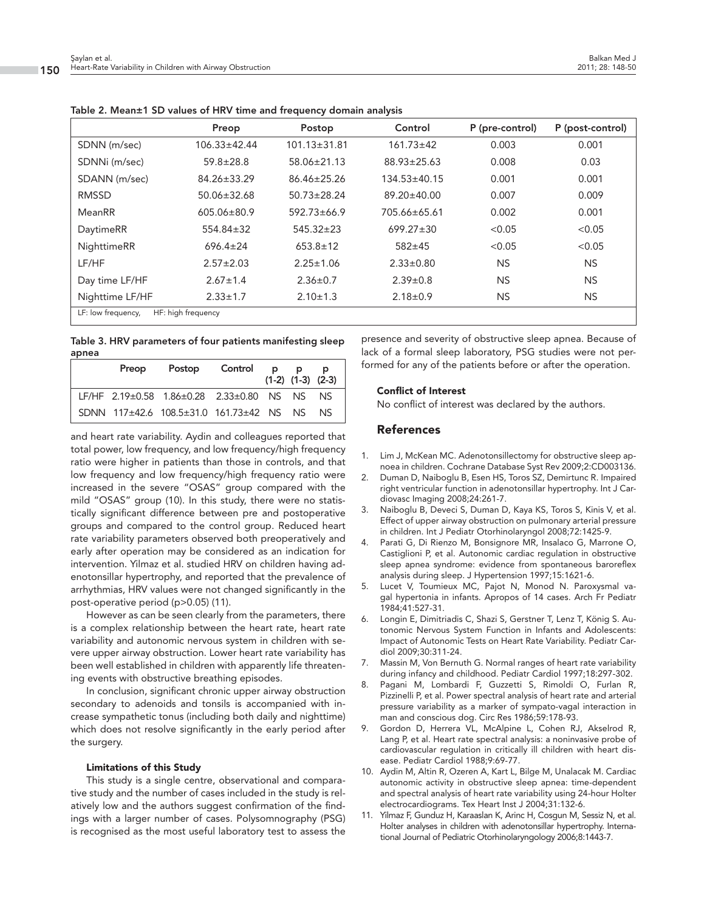Table 2. Mean±1 SD values of HRV time and frequency domain analysis

| | Preop | Postop | Control | P (pre-control) | P (post-control) |
|---|---|---|---|---|---|
| SDNN (m/sec) | 106.33±42.44 | 101.13±31.81 | 161.73±42 | 0.003 | 0.001 |
| SDNNi (m/sec) | 59.8±28.8 | 58.06±21.13 | 88.93±25.63 | 0.008 | 0.03 |
| SDANN (m/sec) | 84.26±33.29 | 86.46±25.26 | 134.53±40.15 | 0.001 | 0.001 |
| RMSSD | 50.06±32.68 | 50.73±28.24 | 89.20±40.00 | 0.007 | 0.009 |
| MeanRR | 605.06±80.9 | 592.73±66.9 | 705.66±65.61 | 0.002 | 0.001 |
| DaytimeRR | 554.84±32 | 545.32±23 | 699.27±30 | <0.05 | <0.05 |
| NighttimeRR | 696.4±24 | 653.8±12 | 582±45 | <0.05 | <0.05 |
| LF/HF | 2.57±2.03 | 2.25±1.06 | 2.33±0.80 | NS | NS |
| Day time LF/HF | 2.67±1.4 | 2.36±0.7 | 2.39±0.8 | NS | NS |
| Nighttime LF/HF | 2.33±1.7 | 2.10±1.3 | 2.18±0.9 | NS | NS |

LF: low frequency, HF: high frequency

Table 3. HRV parameters of four patients manifesting sleep apnea

| | Preop | Postop | Control | p (1-2) | p (1-3) | p (2-3) |
|---|---|---|---|---|---|---|
| LF/HF | 2.19±0.58 | 1.86±0.28 | 2.33±0.80 | NS | NS | NS |
| SDNN | 117±42.6 | 108.5±31.0 | 161.73±42 | NS | NS | NS |

and heart rate variability. Aydin and colleagues reported that total power, low frequency, and low frequency/high frequency ratio were higher in patients than those in controls, and that low frequency and low frequency/high frequency ratio were increased in the severe "OSAS" group compared with the mild "OSAS" group (10). In this study, there were no statistically significant difference between pre and postoperative groups and compared to the control group. Reduced heart rate variability parameters observed both preoperatively and early after operation may be considered as an indication for intervention. Yilmaz et al. studied HRV on children having adenotonsillar hypertrophy, and reported that the prevalence of arrhythmias, HRV values were not changed significantly in the post-operative period (p>0.05) (11).

However as can be seen clearly from the parameters, there is a complex relationship between the heart rate, heart rate variability and autonomic nervous system in children with severe upper airway obstruction. Lower heart rate variability has been well established in children with apparently life threatening events with obstructive breathing episodes.

In conclusion, significant chronic upper airway obstruction secondary to adenoids and tonsils is accompanied with increase sympathetic tonus (including both daily and nighttime) which does not resolve significantly in the early period after the surgery.

#### Limitations of this Study

This study is a single centre, observational and comparative study and the number of cases included in the study is relatively low and the authors suggest confirmation of the findings with a larger number of cases. Polysomnography (PSG) is recognised as the most useful laboratory test to assess the presence and severity of obstructive sleep apnea. Because of lack of a formal sleep laboratory, PSG studies were not performed for any of the patients before or after the operation.

#### Conflict of Interest

No conflict of interest was declared by the authors.

## References

1. Lim J, McKean MC. Adenotonsillectomy for obstructive sleep apnoea in children. Cochrane Database Syst Rev 2009;2:CD003136.
2. Duman D, Naiboglu B, Esen HS, Toros SZ, Demirtunc R. Impaired right ventricular function in adenotonsillar hypertrophy. Int J Cardiovasc Imaging 2008;24:261-7.
3. Naiboglu B, Deveci S, Duman D, Kaya KS, Toros S, Kinis V, et al. Effect of upper airway obstruction on pulmonary arterial pressure in children. Int J Pediatr Otorhinolaryngol 2008;72:1425-9.
4. Parati G, Di Rienzo M, Bonsignore MR, Insalaco G, Marrone O, Castiglioni P, et al. Autonomic cardiac regulation in obstructive sleep apnea syndrome: evidence from spontaneous baroreflex analysis during sleep. J Hypertension 1997;15:1621-6.
5. Lucet V, Toumieux MC, Pajot N, Monod N. Paroxysmal vagal hypertonia in infants. Apropos of 14 cases. Arch Fr Pediatr 1984;41:527-31.
6. Longin E, Dimitriadis C, Shazi S, Gerstner T, Lenz T, König S. Autonomic Nervous System Function in Infants and Adolescents: Impact of Autonomic Tests on Heart Rate Variability. Pediatr Cardiol 2009;30:311-24.
7. Massin M, Von Bernuth G. Normal ranges of heart rate variability during infancy and childhood. Pediatr Cardiol 1997;18:297-302.
8. Pagani M, Lombardi F, Guzzetti S, Rimoldi O, Furlan R, Pizzinelli P, et al. Power spectral analysis of heart rate and arterial pressure variability as a marker of sympato-vagal interaction in man and conscious dog. Circ Res 1986;59:178-93.
9. Gordon D, Herrera VL, McAlpine L, Cohen RJ, Akselrod R, Lang P, et al. Heart rate spectral analysis: a noninvasive probe of cardiovascular regulation in critically ill children with heart disease. Pediatr Cardiol 1988;9:69-77.
10. Aydin M, Altin R, Ozeren A, Kart L, Bilge M, Unalacak M. Cardiac autonomic activity in obstructive sleep apnea: time-dependent and spectral analysis of heart rate variability using 24-hour Holter electrocardiograms. Tex Heart Inst J 2004;31:132-6.
11. Yilmaz F, Gunduz H, Karaaslan K, Arinc H, Cosgun M, Sessiz N, et al. Holter analyses in children with adenotonsillar hypertrophy. International Journal of Pediatric Otorhinolaryngology 2006;8:1443-7.